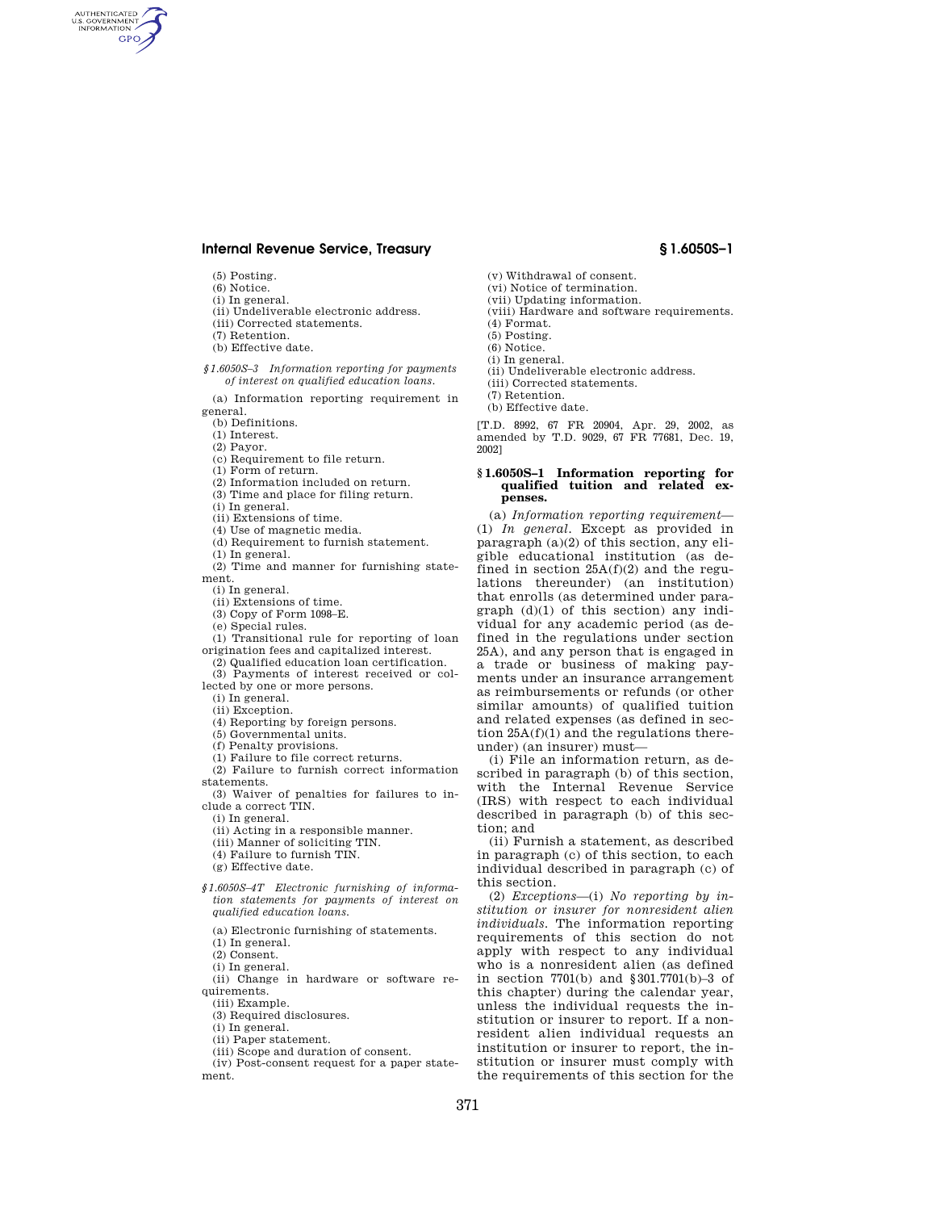(5) Posting.
(6) Notice.
(i) In general.
(ii) Undeliverable electronic address.
(iii) Corrected statements.
(7) Retention.
(b) Effective date.

*§1.6050S–3 Information reporting for payments of interest on qualified education loans.*

(a) Information reporting requirement in general.
(b) Definitions.
(1) Interest.
(2) Payor.
(c) Requirement to file return.
(1) Form of return.
(2) Information included on return.
(3) Time and place for filing return.
(i) In general.
(ii) Extensions of time.
(4) Use of magnetic media.
(d) Requirement to furnish statement.
(1) In general.
(2) Time and manner for furnishing statement.
(i) In general.
(ii) Extensions of time.
(3) Copy of Form 1098–E.
(e) Special rules.
(1) Transitional rule for reporting of loan origination fees and capitalized interest.
(2) Qualified education loan certification.
(3) Payments of interest received or collected by one or more persons.
(i) In general.
(ii) Exception.
(4) Reporting by foreign persons.
(5) Governmental units.
(f) Penalty provisions.
(1) Failure to file correct returns.
(2) Failure to furnish correct information statements.
(3) Waiver of penalties for failures to include a correct TIN.
(i) In general.
(ii) Acting in a responsible manner.
(iii) Manner of soliciting TIN.
(4) Failure to furnish TIN.
(g) Effective date.

*§1.6050S–4T Electronic furnishing of information statements for payments of interest on qualified education loans.*

(a) Electronic furnishing of statements.
(1) In general.
(2) Consent.
(i) In general.
(ii) Change in hardware or software requirements.
(iii) Example.
(3) Required disclosures.
(i) In general.
(ii) Paper statement.
(iii) Scope and duration of consent.
(iv) Post-consent request for a paper statement.
(v) Withdrawal of consent.
(vi) Notice of termination.
(vii) Updating information.
(viii) Hardware and software requirements.
(4) Format.
(5) Posting.
(6) Notice.
(i) In general.
(ii) Undeliverable electronic address.
(iii) Corrected statements.
(7) Retention.
(b) Effective date.

[T.D. 8992, 67 FR 20904, Apr. 29, 2002, as amended by T.D. 9029, 67 FR 77681, Dec. 19, 2002]

## §1.6050S–1 Information reporting for qualified tuition and related expenses.

(a) *Information reporting requirement*—(1) *In general.* Except as provided in paragraph (a)(2) of this section, any eligible educational institution (as defined in section 25A(f)(2) and the regulations thereunder) (an institution) that enrolls (as determined under paragraph (d)(1) of this section) any individual for any academic period (as defined in the regulations under section 25A), and any person that is engaged in a trade or business of making payments under an insurance arrangement as reimbursements or refunds (or other similar amounts) of qualified tuition and related expenses (as defined in section 25A(f)(1) and the regulations thereunder) (an insurer) must—

(i) File an information return, as described in paragraph (b) of this section, with the Internal Revenue Service (IRS) with respect to each individual described in paragraph (b) of this section; and

(ii) Furnish a statement, as described in paragraph (c) of this section, to each individual described in paragraph (c) of this section.

(2) *Exceptions*—(i) *No reporting by institution or insurer for nonresident alien individuals.* The information reporting requirements of this section do not apply with respect to any individual who is a nonresident alien (as defined in section 7701(b) and §301.7701(b)–3 of this chapter) during the calendar year, unless the individual requests the institution or insurer to report. If a nonresident alien individual requests an institution or insurer to report, the institution or insurer must comply with the requirements of this section for the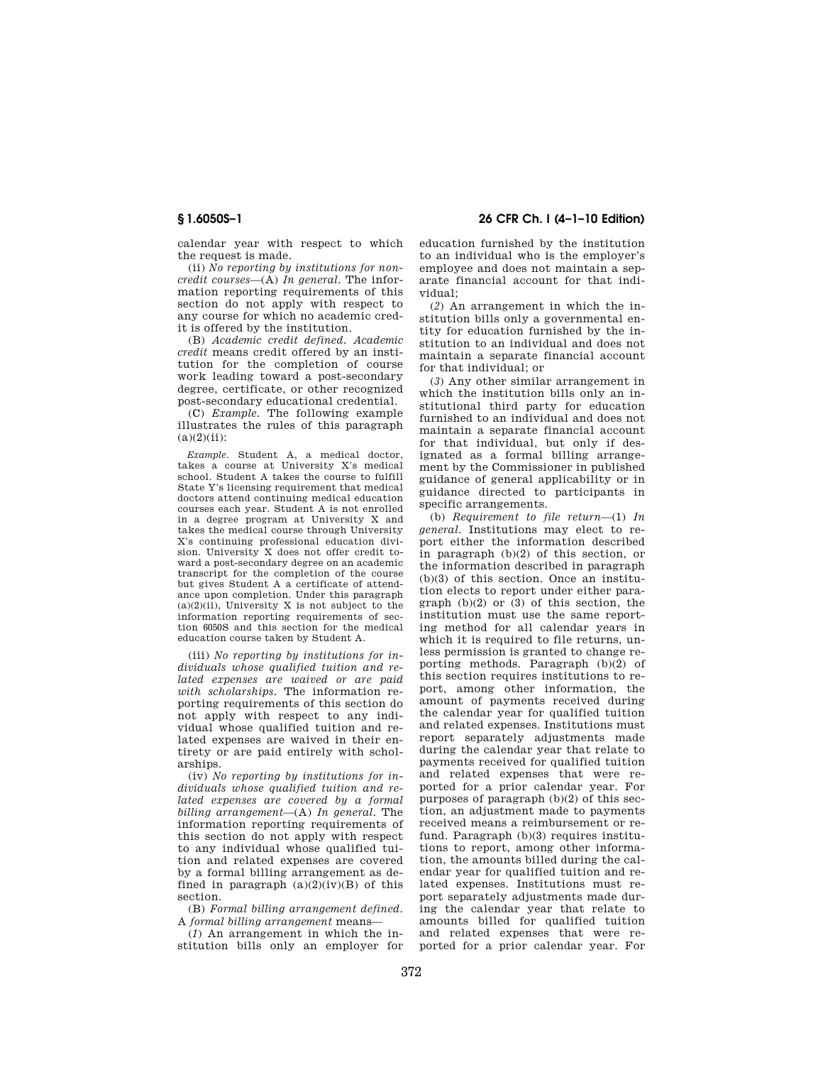calendar year with respect to which the request is made.

(ii) *No reporting by institutions for non-credit courses*—(A) *In general.* The information reporting requirements of this section do not apply with respect to any course for which no academic credit is offered by the institution.

(B) *Academic credit defined. Academic credit* means credit offered by an institution for the completion of course work leading toward a post-secondary degree, certificate, or other recognized post-secondary educational credential.

(C) *Example.* The following example illustrates the rules of this paragraph (a)(2)(ii):

*Example.* Student A, a medical doctor, takes a course at University X's medical school. Student A takes the course to fulfill State Y's licensing requirement that medical doctors attend continuing medical education courses each year. Student A is not enrolled in a degree program at University X and takes the medical course through University X's continuing professional education division. University X does not offer credit toward a post-secondary degree on an academic transcript for the completion of the course but gives Student A a certificate of attendance upon completion. Under this paragraph (a)(2)(ii), University X is not subject to the information reporting requirements of section 6050S and this section for the medical education course taken by Student A.

(iii) *No reporting by institutions for individuals whose qualified tuition and related expenses are waived or are paid with scholarships.* The information reporting requirements of this section do not apply with respect to any individual whose qualified tuition and related expenses are waived in their entirety or are paid entirely with scholarships.

(iv) *No reporting by institutions for individuals whose qualified tuition and related expenses are covered by a formal billing arrangement*—(A) *In general.* The information reporting requirements of this section do not apply with respect to any individual whose qualified tuition and related expenses are covered by a formal billing arrangement as defined in paragraph (a)(2)(iv)(B) of this section.

(B) *Formal billing arrangement defined.* A *formal billing arrangement* means—

(*1*) An arrangement in which the institution bills only an employer for education furnished by the institution to an individual who is the employer's employee and does not maintain a separate financial account for that individual;

(*2*) An arrangement in which the institution bills only a governmental entity for education furnished by the institution to an individual and does not maintain a separate financial account for that individual; or

(*3*) Any other similar arrangement in which the institution bills only an institutional third party for education furnished to an individual and does not maintain a separate financial account for that individual, but only if designated as a formal billing arrangement by the Commissioner in published guidance of general applicability or in guidance directed to participants in specific arrangements.

(b) *Requirement to file return*—(1) *In general.* Institutions may elect to report either the information described in paragraph (b)(2) of this section, or the information described in paragraph (b)(3) of this section. Once an institution elects to report under either paragraph (b)(2) or (3) of this section, the institution must use the same reporting method for all calendar years in which it is required to file returns, unless permission is granted to change reporting methods. Paragraph (b)(2) of this section requires institutions to report, among other information, the amount of payments received during the calendar year for qualified tuition and related expenses. Institutions must report separately adjustments made during the calendar year that relate to payments received for qualified tuition and related expenses that were reported for a prior calendar year. For purposes of paragraph (b)(2) of this section, an adjustment made to payments received means a reimbursement or refund. Paragraph (b)(3) requires institutions to report, among other information, the amounts billed during the calendar year for qualified tuition and related expenses. Institutions must report separately adjustments made during the calendar year that relate to amounts billed for qualified tuition and related expenses that were reported for a prior calendar year. For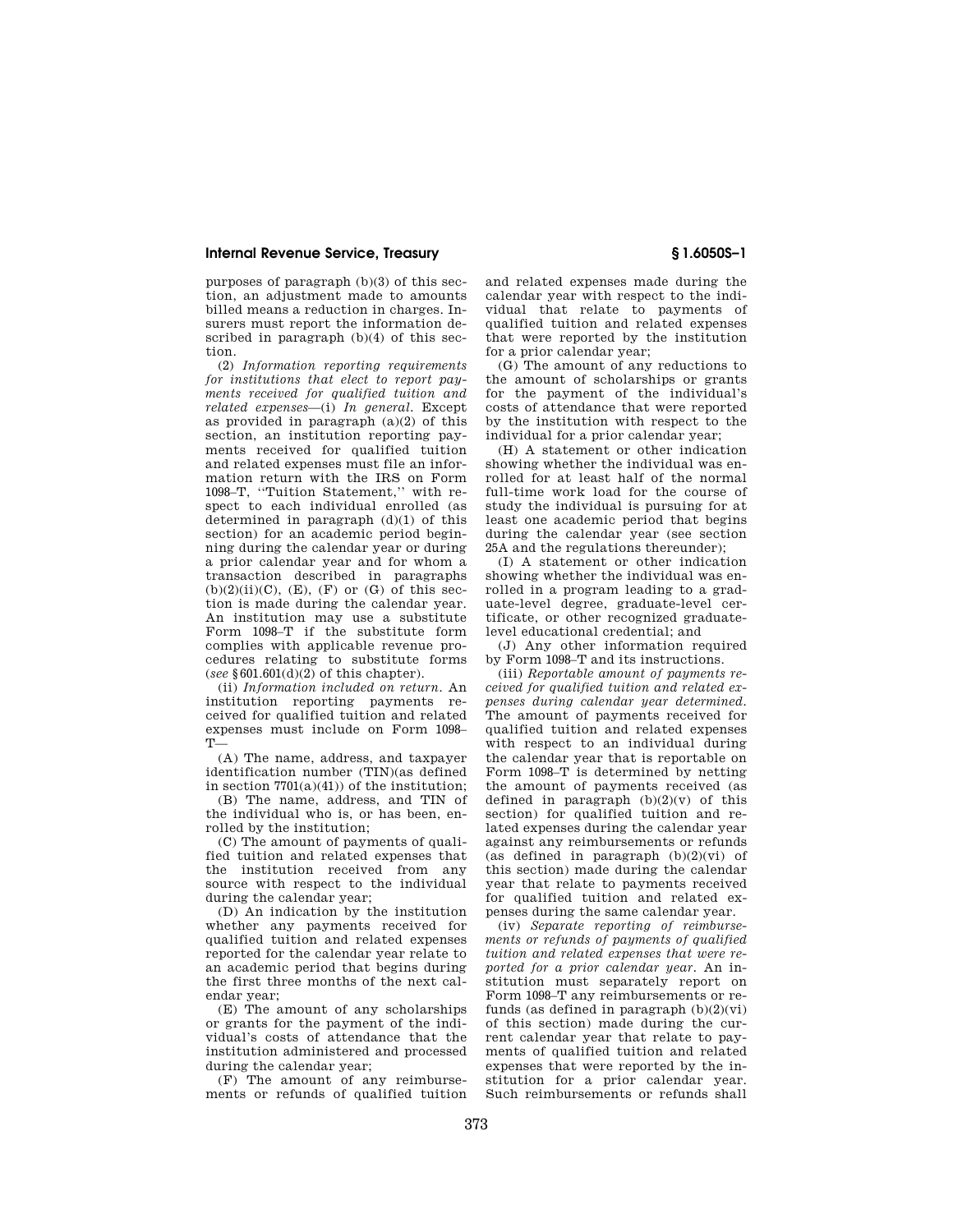purposes of paragraph (b)(3) of this section, an adjustment made to amounts billed means a reduction in charges. Insurers must report the information described in paragraph (b)(4) of this section.

(2) *Information reporting requirements for institutions that elect to report payments received for qualified tuition and related expenses*—(i) *In general.* Except as provided in paragraph (a)(2) of this section, an institution reporting payments received for qualified tuition and related expenses must file an information return with the IRS on Form 1098–T, ''Tuition Statement,'' with respect to each individual enrolled (as determined in paragraph (d)(1) of this section) for an academic period beginning during the calendar year or during a prior calendar year and for whom a transaction described in paragraphs (b)(2)(ii)(C), (E), (F) or (G) of this section is made during the calendar year. An institution may use a substitute Form 1098–T if the substitute form complies with applicable revenue procedures relating to substitute forms (*see* §601.601(d)(2) of this chapter).

(ii) *Information included on return.* An institution reporting payments received for qualified tuition and related expenses must include on Form 1098–T—

(A) The name, address, and taxpayer identification number (TIN)(as defined in section 7701(a)(41)) of the institution;

(B) The name, address, and TIN of the individual who is, or has been, enrolled by the institution;

(C) The amount of payments of qualified tuition and related expenses that the institution received from any source with respect to the individual during the calendar year;

(D) An indication by the institution whether any payments received for qualified tuition and related expenses reported for the calendar year relate to an academic period that begins during the first three months of the next calendar year;

(E) The amount of any scholarships or grants for the payment of the individual's costs of attendance that the institution administered and processed during the calendar year;

(F) The amount of any reimbursements or refunds of qualified tuition and related expenses made during the calendar year with respect to the individual that relate to payments of qualified tuition and related expenses that were reported by the institution for a prior calendar year;

(G) The amount of any reductions to the amount of scholarships or grants for the payment of the individual's costs of attendance that were reported by the institution with respect to the individual for a prior calendar year;

(H) A statement or other indication showing whether the individual was enrolled for at least half of the normal full-time work load for the course of study the individual is pursuing for at least one academic period that begins during the calendar year (see section 25A and the regulations thereunder);

(I) A statement or other indication showing whether the individual was enrolled in a program leading to a graduate-level degree, graduate-level certificate, or other recognized graduate-level educational credential; and

(J) Any other information required by Form 1098–T and its instructions.

(iii) *Reportable amount of payments received for qualified tuition and related expenses during calendar year determined.* The amount of payments received for qualified tuition and related expenses with respect to an individual during the calendar year that is reportable on Form 1098–T is determined by netting the amount of payments received (as defined in paragraph (b)(2)(v) of this section) for qualified tuition and related expenses during the calendar year against any reimbursements or refunds (as defined in paragraph (b)(2)(vi) of this section) made during the calendar year that relate to payments received for qualified tuition and related expenses during the same calendar year.

(iv) *Separate reporting of reimbursements or refunds of payments of qualified tuition and related expenses that were reported for a prior calendar year.* An institution must separately report on Form 1098–T any reimbursements or refunds (as defined in paragraph (b)(2)(vi) of this section) made during the current calendar year that relate to payments of qualified tuition and related expenses that were reported by the institution for a prior calendar year. Such reimbursements or refunds shall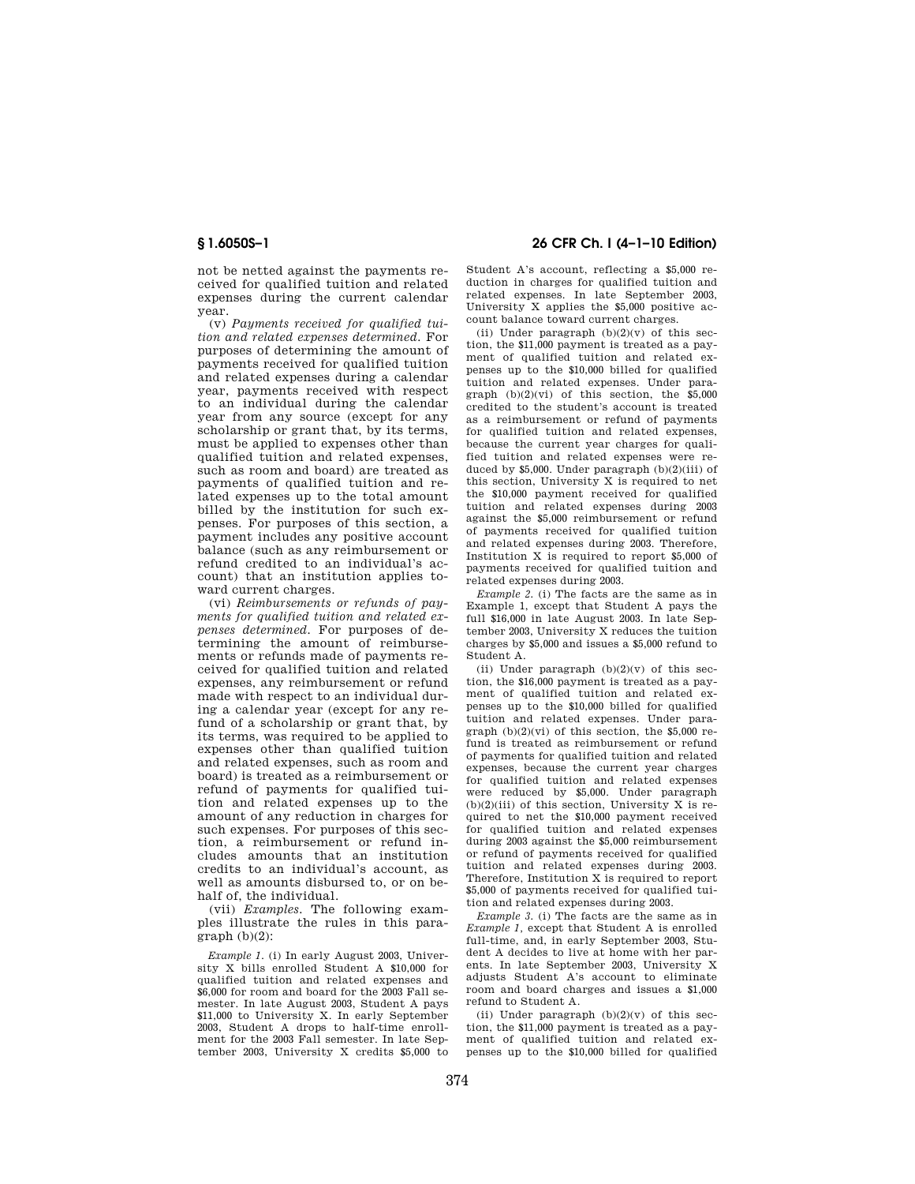not be netted against the payments received for qualified tuition and related expenses during the current calendar year.

(v) *Payments received for qualified tuition and related expenses determined.* For purposes of determining the amount of payments received for qualified tuition and related expenses during a calendar year, payments received with respect to an individual during the calendar year from any source (except for any scholarship or grant that, by its terms, must be applied to expenses other than qualified tuition and related expenses, such as room and board) are treated as payments of qualified tuition and related expenses up to the total amount billed by the institution for such expenses. For purposes of this section, a payment includes any positive account balance (such as any reimbursement or refund credited to an individual's account) that an institution applies toward current charges.

(vi) *Reimbursements or refunds of payments for qualified tuition and related expenses determined.* For purposes of determining the amount of reimbursements or refunds made of payments received for qualified tuition and related expenses, any reimbursement or refund made with respect to an individual during a calendar year (except for any refund of a scholarship or grant that, by its terms, was required to be applied to expenses other than qualified tuition and related expenses, such as room and board) is treated as a reimbursement or refund of payments for qualified tuition and related expenses up to the amount of any reduction in charges for such expenses. For purposes of this section, a reimbursement or refund includes amounts that an institution credits to an individual's account, as well as amounts disbursed to, or on behalf of, the individual.

(vii) *Examples.* The following examples illustrate the rules in this paragraph (b)(2):

*Example 1.* (i) In early August 2003, University X bills enrolled Student A $10,000 for qualified tuition and related expenses and $6,000 for room and board for the 2003 Fall semester. In late August 2003, Student A pays $11,000 to University X. In early September 2003, Student A drops to half-time enrollment for the 2003 Fall semester. In late September 2003, University X credits $5,000 to Student A's account, reflecting a $5,000 reduction in charges for qualified tuition and related expenses. In late September 2003, University X applies the $5,000 positive account balance toward current charges.

(ii) Under paragraph (b)(2)(v) of this section, the $11,000 payment is treated as a payment of qualified tuition and related expenses up to the $10,000 billed for qualified tuition and related expenses. Under paragraph (b)(2)(vi) of this section, the $5,000 credited to the student's account is treated as a reimbursement or refund of payments for qualified tuition and related expenses, because the current year charges for qualified tuition and related expenses were reduced by $5,000. Under paragraph (b)(2)(iii) of this section, University X is required to net the $10,000 payment received for qualified tuition and related expenses during 2003 against the $5,000 reimbursement or refund of payments received for qualified tuition and related expenses during 2003. Therefore, Institution X is required to report $5,000 of payments received for qualified tuition and related expenses during 2003.

*Example 2.* (i) The facts are the same as in Example 1, except that Student A pays the full $16,000 in late August 2003. In late September 2003, University X reduces the tuition charges by $5,000 and issues a $5,000 refund to Student A.

(ii) Under paragraph (b)(2)(v) of this section, the $16,000 payment is treated as a payment of qualified tuition and related expenses up to the $10,000 billed for qualified tuition and related expenses. Under paragraph (b)(2)(vi) of this section, the $5,000 refund is treated as reimbursement or refund of payments for qualified tuition and related expenses, because the current year charges for qualified tuition and related expenses were reduced by $5,000. Under paragraph (b)(2)(iii) of this section, University X is required to net the $10,000 payment received for qualified tuition and related expenses during 2003 against the $5,000 reimbursement or refund of payments received for qualified tuition and related expenses during 2003. Therefore, Institution X is required to report $5,000 of payments received for qualified tuition and related expenses during 2003.

*Example 3.* (i) The facts are the same as in *Example 1,* except that Student A is enrolled full-time, and, in early September 2003, Student A decides to live at home with her parents. In late September 2003, University X adjusts Student A's account to eliminate room and board charges and issues a $1,000 refund to Student A.

(ii) Under paragraph (b)(2)(v) of this section, the $11,000 payment is treated as a payment of qualified tuition and related expenses up to the $10,000 billed for qualified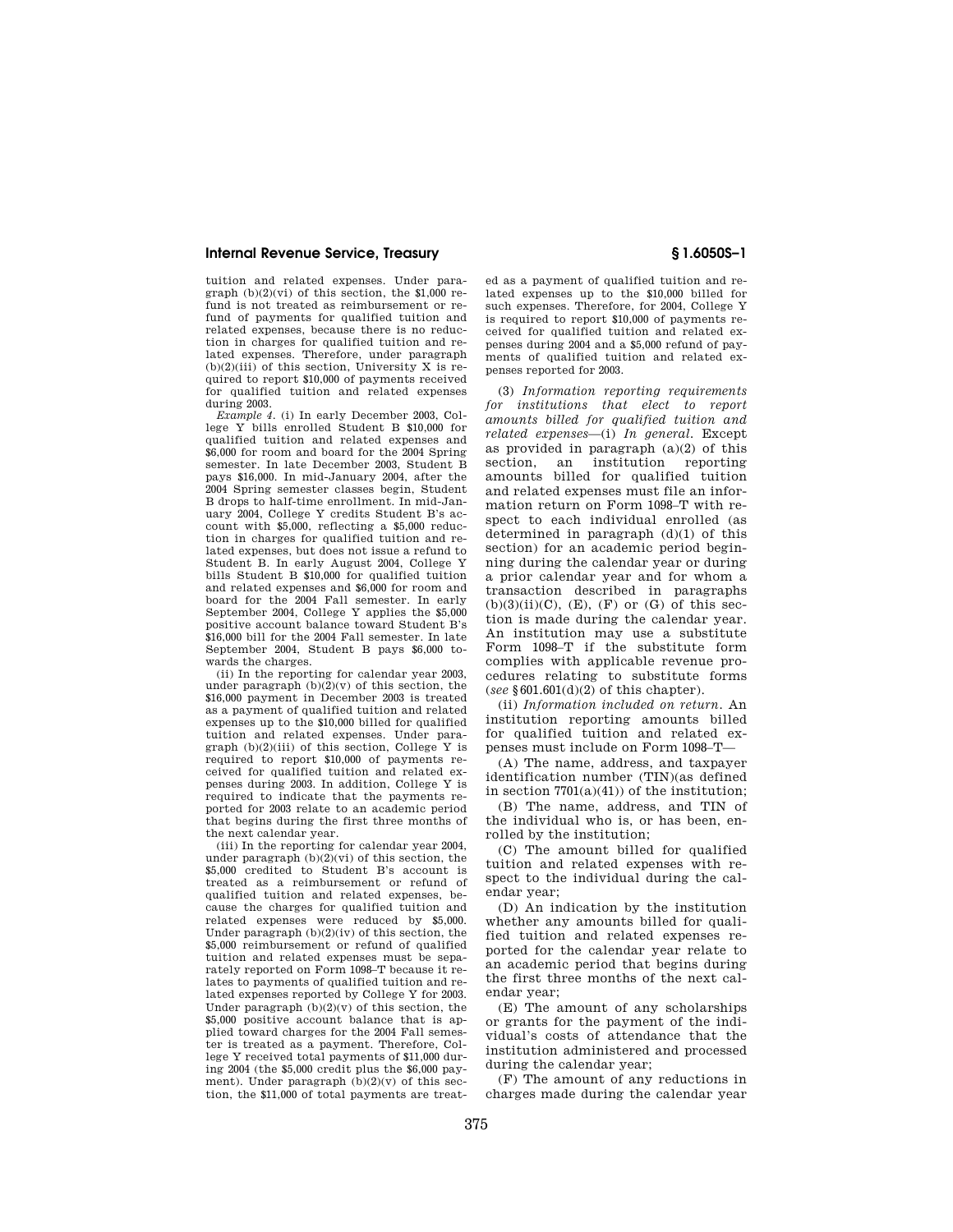tuition and related expenses. Under paragraph (b)(2)(vi) of this section, the $1,000 refund is not treated as reimbursement or refund of payments for qualified tuition and related expenses, because there is no reduction in charges for qualified tuition and related expenses. Therefore, under paragraph (b)(2)(iii) of this section, University X is required to report $10,000 of payments received for qualified tuition and related expenses during 2003.

*Example 4.* (i) In early December 2003, College Y bills enrolled Student B $10,000 for qualified tuition and related expenses and $6,000 for room and board for the 2004 Spring semester. In late December 2003, Student B pays $16,000. In mid-January 2004, after the 2004 Spring semester classes begin, Student B drops to half-time enrollment. In mid-January 2004, College Y credits Student B's account with $5,000, reflecting a $5,000 reduction in charges for qualified tuition and related expenses, but does not issue a refund to Student B. In early August 2004, College Y bills Student B $10,000 for qualified tuition and related expenses and $6,000 for room and board for the 2004 Fall semester. In early September 2004, College Y applies the $5,000 positive account balance toward Student B's $16,000 bill for the 2004 Fall semester. In late September 2004, Student B pays $6,000 towards the charges.

(ii) In the reporting for calendar year 2003, under paragraph (b)(2)(v) of this section, the $16,000 payment in December 2003 is treated as a payment of qualified tuition and related expenses up to the $10,000 billed for qualified tuition and related expenses. Under paragraph (b)(2)(iii) of this section, College Y is required to report $10,000 of payments received for qualified tuition and related expenses during 2003. In addition, College Y is required to indicate that the payments reported for 2003 relate to an academic period that begins during the first three months of the next calendar year.

(iii) In the reporting for calendar year 2004, under paragraph (b)(2)(vi) of this section, the $5,000 credited to Student B's account is treated as a reimbursement or refund of qualified tuition and related expenses, because the charges for qualified tuition and related expenses were reduced by $5,000. Under paragraph (b)(2)(iv) of this section, the $5,000 reimbursement or refund of qualified tuition and related expenses must be separately reported on Form 1098–T because it relates to payments of qualified tuition and related expenses reported by College Y for 2003. Under paragraph (b)(2)(v) of this section, the $5,000 positive account balance that is applied toward charges for the 2004 Fall semester is treated as a payment. Therefore, College Y received total payments of $11,000 during 2004 (the $5,000 credit plus the $6,000 payment). Under paragraph (b)(2)(v) of this section, the $11,000 of total payments are treated as a payment of qualified tuition and related expenses up to the $10,000 billed for such expenses. Therefore, for 2004, College Y is required to report $10,000 of payments received for qualified tuition and related expenses during 2004 and a $5,000 refund of payments of qualified tuition and related expenses reported for 2003.

(3) *Information reporting requirements for institutions that elect to report amounts billed for qualified tuition and related expenses*—(i) *In general.* Except as provided in paragraph (a)(2) of this section, an institution reporting amounts billed for qualified tuition and related expenses must file an information return on Form 1098–T with respect to each individual enrolled (as determined in paragraph (d)(1) of this section) for an academic period beginning during the calendar year or during a prior calendar year and for whom a transaction described in paragraphs (b)(3)(ii)(C), (E), (F) or (G) of this section is made during the calendar year. An institution may use a substitute Form 1098–T if the substitute form complies with applicable revenue procedures relating to substitute forms (*see* §601.601(d)(2) of this chapter).

(ii) *Information included on return.* An institution reporting amounts billed for qualified tuition and related expenses must include on Form 1098–T—

(A) The name, address, and taxpayer identification number (TIN)(as defined in section 7701(a)(41)) of the institution;

(B) The name, address, and TIN of the individual who is, or has been, enrolled by the institution;

(C) The amount billed for qualified tuition and related expenses with respect to the individual during the calendar year;

(D) An indication by the institution whether any amounts billed for qualified tuition and related expenses reported for the calendar year relate to an academic period that begins during the first three months of the next calendar year;

(E) The amount of any scholarships or grants for the payment of the individual's costs of attendance that the institution administered and processed during the calendar year;

(F) The amount of any reductions in charges made during the calendar year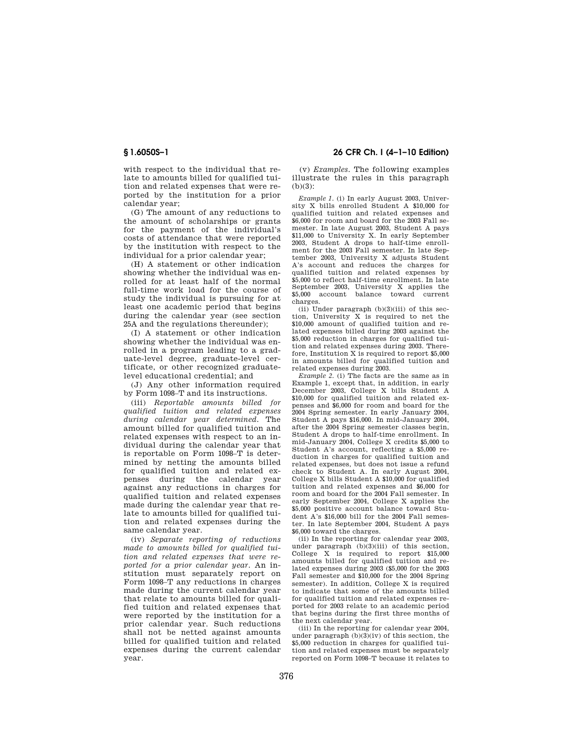with respect to the individual that relate to amounts billed for qualified tuition and related expenses that were reported by the institution for a prior calendar year;

(G) The amount of any reductions to the amount of scholarships or grants for the payment of the individual's costs of attendance that were reported by the institution with respect to the individual for a prior calendar year;

(H) A statement or other indication showing whether the individual was enrolled for at least half of the normal full-time work load for the course of study the individual is pursuing for at least one academic period that begins during the calendar year (see section 25A and the regulations thereunder);

(I) A statement or other indication showing whether the individual was enrolled in a program leading to a graduate-level degree, graduate-level certificate, or other recognized graduate-level educational credential; and

(J) Any other information required by Form 1098–T and its instructions.

(iii) *Reportable amounts billed for qualified tuition and related expenses during calendar year determined.* The amount billed for qualified tuition and related expenses with respect to an individual during the calendar year that is reportable on Form 1098–T is determined by netting the amounts billed for qualified tuition and related expenses during the calendar year against any reductions in charges for qualified tuition and related expenses made during the calendar year that relate to amounts billed for qualified tuition and related expenses during the same calendar year.

(iv) *Separate reporting of reductions made to amounts billed for qualified tuition and related expenses that were reported for a prior calendar year.* An institution must separately report on Form 1098–T any reductions in charges made during the current calendar year that relate to amounts billed for qualified tuition and related expenses that were reported by the institution for a prior calendar year. Such reductions shall not be netted against amounts billed for qualified tuition and related expenses during the current calendar year.

(v) *Examples.* The following examples illustrate the rules in this paragraph (b)(3):

*Example 1.* (i) In early August 2003, University X bills enrolled Student A $10,000 for qualified tuition and related expenses and $6,000 for room and board for the 2003 Fall semester. In late August 2003, Student A pays $11,000 to University X. In early September 2003, Student A drops to half-time enrollment for the 2003 Fall semester. In late September 2003, University X adjusts Student A's account and reduces the charges for qualified tuition and related expenses by $5,000 to reflect half-time enrollment. In late September 2003, University X applies the $5,000 account balance toward current charges.

(ii) Under paragraph (b)(3)(iii) of this section, University X is required to net the $10,000 amount of qualified tuition and related expenses billed during 2003 against the $5,000 reduction in charges for qualified tuition and related expenses during 2003. Therefore, Institution X is required to report $5,000 in amounts billed for qualified tuition and related expenses during 2003.

*Example 2.* (i) The facts are the same as in Example 1, except that, in addition, in early December 2003, College X bills Student A $10,000 for qualified tuition and related expenses and $6,000 for room and board for the 2004 Spring semester. In early January 2004, Student A pays $16,000. In mid-January 2004, after the 2004 Spring semester classes begin, Student A drops to half-time enrollment. In mid-January 2004, College X credits $5,000 to Student A's account, reflecting a $5,000 reduction in charges for qualified tuition and related expenses, but does not issue a refund check to Student A. In early August 2004, College X bills Student A $10,000 for qualified tuition and related expenses and $6,000 for room and board for the 2004 Fall semester. In early September 2004, College X applies the $5,000 positive account balance toward Student A's $16,000 bill for the 2004 Fall semester. In late September 2004, Student A pays $6,000 toward the charges.

(ii) In the reporting for calendar year 2003, under paragraph (b)(3)(iii) of this section, College X is required to report $15,000 amounts billed for qualified tuition and related expenses during 2003 ($5,000 for the 2003 Fall semester and $10,000 for the 2004 Spring semester). In addition, College X is required to indicate that some of the amounts billed for qualified tuition and related expenses reported for 2003 relate to an academic period that begins during the first three months of the next calendar year.

(iii) In the reporting for calendar year 2004, under paragraph (b)(3)(iv) of this section, the $5,000 reduction in charges for qualified tuition and related expenses must be separately reported on Form 1098–T because it relates to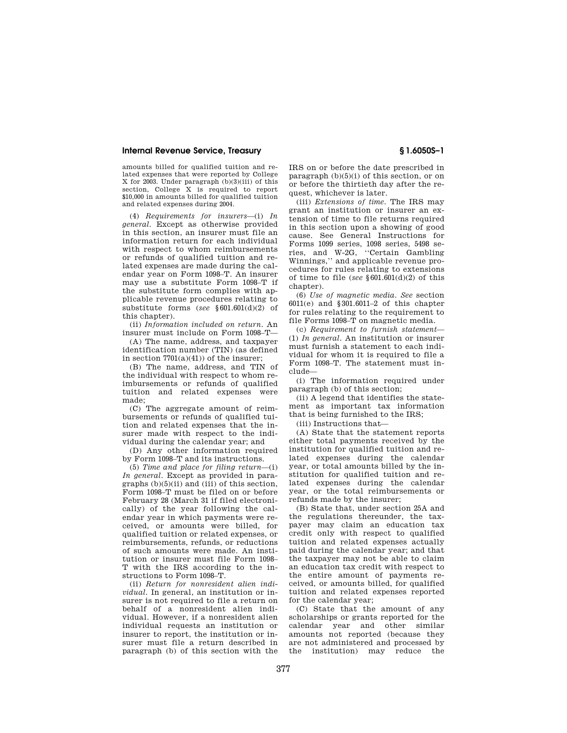amounts billed for qualified tuition and related expenses that were reported by College X for 2003. Under paragraph (b)(3)(iii) of this section, College X is required to report $10,000 in amounts billed for qualified tuition and related expenses during 2004.

(4) *Requirements for insurers*—(i) *In general.* Except as otherwise provided in this section, an insurer must file an information return for each individual with respect to whom reimbursements or refunds of qualified tuition and related expenses are made during the calendar year on Form 1098–T. An insurer may use a substitute Form 1098–T if the substitute form complies with applicable revenue procedures relating to substitute forms (*see* §601.601(d)(2) of this chapter).

(ii) *Information included on return.* An insurer must include on Form 1098–T—

(A) The name, address, and taxpayer identification number (TIN) (as defined in section 7701(a)(41)) of the insurer;

(B) The name, address, and TIN of the individual with respect to whom reimbursements or refunds of qualified tuition and related expenses were made;

(C) The aggregate amount of reimbursements or refunds of qualified tuition and related expenses that the insurer made with respect to the individual during the calendar year; and

(D) Any other information required by Form 1098–T and its instructions.

(5) *Time and place for filing return*—(i) *In general.* Except as provided in paragraphs (b)(5)(ii) and (iii) of this section, Form 1098–T must be filed on or before February 28 (March 31 if filed electronically) of the year following the calendar year in which payments were received, or amounts were billed, for qualified tuition or related expenses, or reimbursements, refunds, or reductions of such amounts were made. An institution or insurer must file Form 1098–T with the IRS according to the instructions to Form 1098–T.

(ii) *Return for nonresident alien individual.* In general, an institution or insurer is not required to file a return on behalf of a nonresident alien individual. However, if a nonresident alien individual requests an institution or insurer to report, the institution or insurer must file a return described in paragraph (b) of this section with the IRS on or before the date prescribed in paragraph (b)(5)(i) of this section, or on or before the thirtieth day after the request, whichever is later.

(iii) *Extensions of time.* The IRS may grant an institution or insurer an extension of time to file returns required in this section upon a showing of good cause. See General Instructions for Forms 1099 series, 1098 series, 5498 series, and W-2G, "Certain Gambling Winnings," and applicable revenue procedures for rules relating to extensions of time to file (*see* §601.601(d)(2) of this chapter).

(6) *Use of magnetic media.* *See* section 6011(e) and §301.6011–2 of this chapter for rules relating to the requirement to file Forms 1098–T on magnetic media.

(c) *Requirement to furnish statement*—(1) *In general.* An institution or insurer must furnish a statement to each individual for whom it is required to file a Form 1098–T. The statement must include—

(i) The information required under paragraph (b) of this section;

(ii) A legend that identifies the statement as important tax information that is being furnished to the IRS;

(iii) Instructions that—

(A) State that the statement reports either total payments received by the institution for qualified tuition and related expenses during the calendar year, or total amounts billed by the institution for qualified tuition and related expenses during the calendar year, or the total reimbursements or refunds made by the insurer;

(B) State that, under section 25A and the regulations thereunder, the taxpayer may claim an education tax credit only with respect to qualified tuition and related expenses actually paid during the calendar year; and that the taxpayer may not be able to claim an education tax credit with respect to the entire amount of payments received, or amounts billed, for qualified tuition and related expenses reported for the calendar year;

(C) State that the amount of any scholarships or grants reported for the calendar year and other similar amounts not reported (because they are not administered and processed by the institution) may reduce the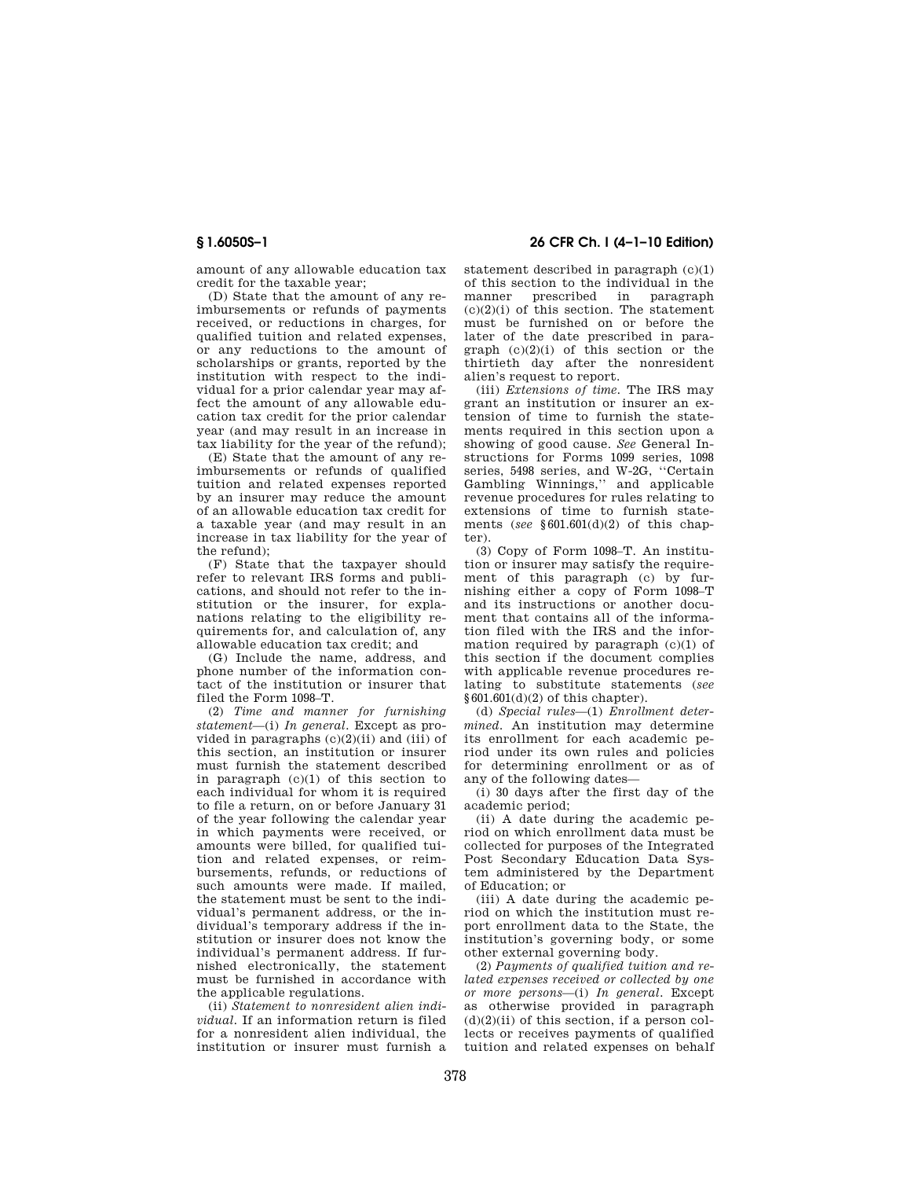amount of any allowable education tax credit for the taxable year;

(D) State that the amount of any reimbursements or refunds of payments received, or reductions in charges, for qualified tuition and related expenses, or any reductions to the amount of scholarships or grants, reported by the institution with respect to the individual for a prior calendar year may affect the amount of any allowable education tax credit for the prior calendar year (and may result in an increase in tax liability for the year of the refund);

(E) State that the amount of any reimbursements or refunds of qualified tuition and related expenses reported by an insurer may reduce the amount of an allowable education tax credit for a taxable year (and may result in an increase in tax liability for the year of the refund);

(F) State that the taxpayer should refer to relevant IRS forms and publications, and should not refer to the institution or the insurer, for explanations relating to the eligibility requirements for, and calculation of, any allowable education tax credit; and

(G) Include the name, address, and phone number of the information contact of the institution or insurer that filed the Form 1098–T.

(2) *Time and manner for furnishing statement*—(i) *In general*. Except as provided in paragraphs (c)(2)(ii) and (iii) of this section, an institution or insurer must furnish the statement described in paragraph (c)(1) of this section to each individual for whom it is required to file a return, on or before January 31 of the year following the calendar year in which payments were received, or amounts were billed, for qualified tuition and related expenses, or reimbursements, refunds, or reductions of such amounts were made. If mailed, the statement must be sent to the individual's permanent address, or the individual's temporary address if the institution or insurer does not know the individual's permanent address. If furnished electronically, the statement must be furnished in accordance with the applicable regulations.

(ii) *Statement to nonresident alien individual*. If an information return is filed for a nonresident alien individual, the institution or insurer must furnish a statement described in paragraph (c)(1) of this section to the individual in the manner prescribed in paragraph (c)(2)(i) of this section. The statement must be furnished on or before the later of the date prescribed in paragraph (c)(2)(i) of this section or the thirtieth day after the nonresident alien's request to report.

(iii) *Extensions of time*. The IRS may grant an institution or insurer an extension of time to furnish the statements required in this section upon a showing of good cause. *See* General Instructions for Forms 1099 series, 1098 series, 5498 series, and W-2G, ''Certain Gambling Winnings,'' and applicable revenue procedures for rules relating to extensions of time to furnish statements (*see* §601.601(d)(2) of this chapter).

(3) Copy of Form 1098–T. An institution or insurer may satisfy the requirement of this paragraph (c) by furnishing either a copy of Form 1098–T and its instructions or another document that contains all of the information filed with the IRS and the information required by paragraph (c)(1) of this section if the document complies with applicable revenue procedures relating to substitute statements (*see* §601.601(d)(2) of this chapter).

(d) *Special rules*—(1) *Enrollment determined*. An institution may determine its enrollment for each academic period under its own rules and policies for determining enrollment or as of any of the following dates—

(i) 30 days after the first day of the academic period;

(ii) A date during the academic period on which enrollment data must be collected for purposes of the Integrated Post Secondary Education Data System administered by the Department of Education; or

(iii) A date during the academic period on which the institution must report enrollment data to the State, the institution's governing body, or some other external governing body.

(2) *Payments of qualified tuition and related expenses received or collected by one or more persons*—(i) *In general*. Except as otherwise provided in paragraph (d)(2)(ii) of this section, if a person collects or receives payments of qualified tuition and related expenses on behalf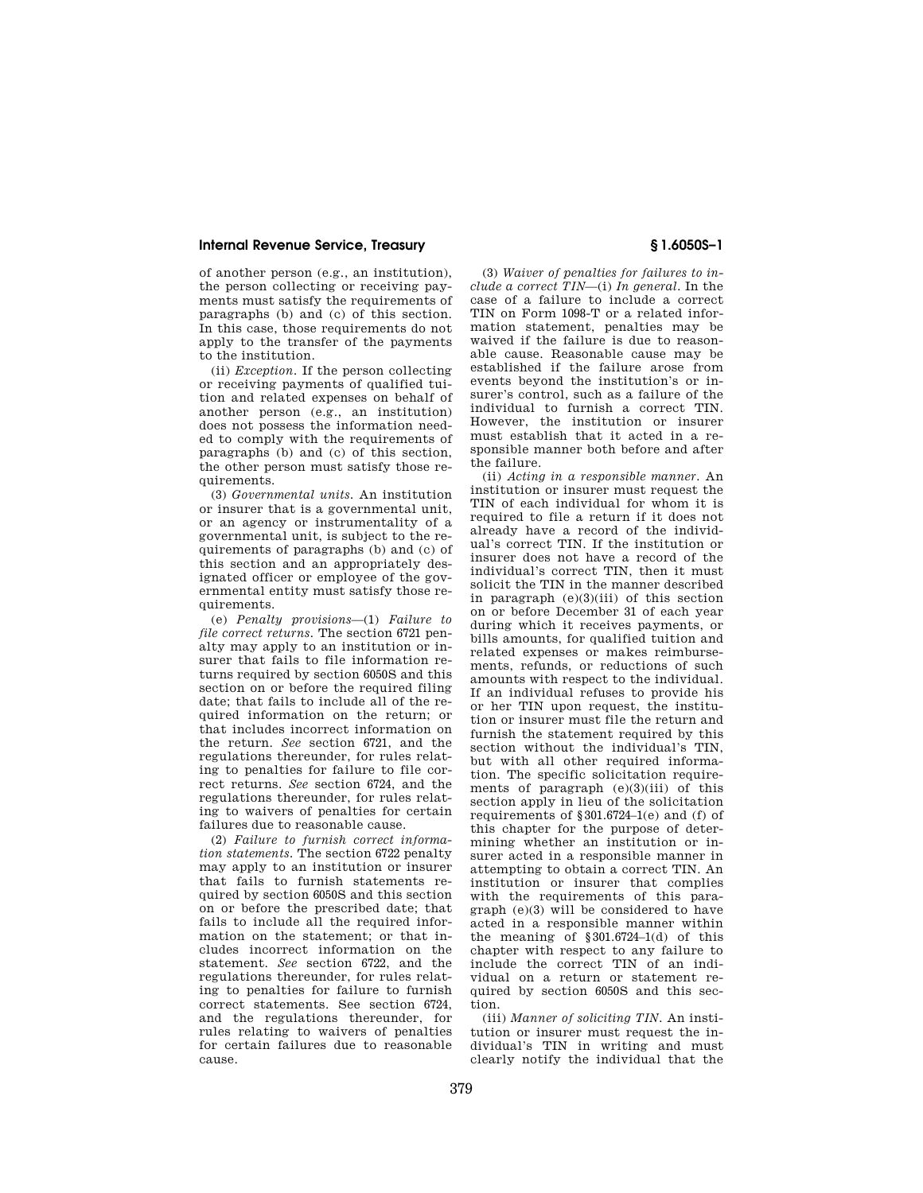of another person (e.g., an institution), the person collecting or receiving payments must satisfy the requirements of paragraphs (b) and (c) of this section. In this case, those requirements do not apply to the transfer of the payments to the institution.

(ii) *Exception.* If the person collecting or receiving payments of qualified tuition and related expenses on behalf of another person (e.g., an institution) does not possess the information needed to comply with the requirements of paragraphs (b) and (c) of this section, the other person must satisfy those requirements.

(3) *Governmental units.* An institution or insurer that is a governmental unit, or an agency or instrumentality of a governmental unit, is subject to the requirements of paragraphs (b) and (c) of this section and an appropriately designated officer or employee of the governmental entity must satisfy those requirements.

(e) *Penalty provisions*—(1) *Failure to file correct returns.* The section 6721 penalty may apply to an institution or insurer that fails to file information returns required by section 6050S and this section on or before the required filing date; that fails to include all of the required information on the return; or that includes incorrect information on the return. *See* section 6721, and the regulations thereunder, for rules relating to penalties for failure to file correct returns. *See* section 6724, and the regulations thereunder, for rules relating to waivers of penalties for certain failures due to reasonable cause.

(2) *Failure to furnish correct information statements.* The section 6722 penalty may apply to an institution or insurer that fails to furnish statements required by section 6050S and this section on or before the prescribed date; that fails to include all the required information on the statement; or that includes incorrect information on the statement. *See* section 6722, and the regulations thereunder, for rules relating to penalties for failure to furnish correct statements. See section 6724, and the regulations thereunder, for rules relating to waivers of penalties for certain failures due to reasonable cause.

(3) *Waiver of penalties for failures to include a correct TIN*—(i) *In general.* In the case of a failure to include a correct TIN on Form 1098-T or a related information statement, penalties may be waived if the failure is due to reasonable cause. Reasonable cause may be established if the failure arose from events beyond the institution's or insurer's control, such as a failure of the individual to furnish a correct TIN. However, the institution or insurer must establish that it acted in a responsible manner both before and after the failure.

(ii) *Acting in a responsible manner.* An institution or insurer must request the TIN of each individual for whom it is required to file a return if it does not already have a record of the individual's correct TIN. If the institution or insurer does not have a record of the individual's correct TIN, then it must solicit the TIN in the manner described in paragraph (e)(3)(iii) of this section on or before December 31 of each year during which it receives payments, or bills amounts, for qualified tuition and related expenses or makes reimbursements, refunds, or reductions of such amounts with respect to the individual. If an individual refuses to provide his or her TIN upon request, the institution or insurer must file the return and furnish the statement required by this section without the individual's TIN, but with all other required information. The specific solicitation requirements of paragraph (e)(3)(iii) of this section apply in lieu of the solicitation requirements of §301.6724–1(e) and (f) of this chapter for the purpose of determining whether an institution or insurer acted in a responsible manner in attempting to obtain a correct TIN. An institution or insurer that complies with the requirements of this paragraph (e)(3) will be considered to have acted in a responsible manner within the meaning of §301.6724–1(d) of this chapter with respect to any failure to include the correct TIN of an individual on a return or statement required by section 6050S and this section.

(iii) *Manner of soliciting TIN.* An institution or insurer must request the individual's TIN in writing and must clearly notify the individual that the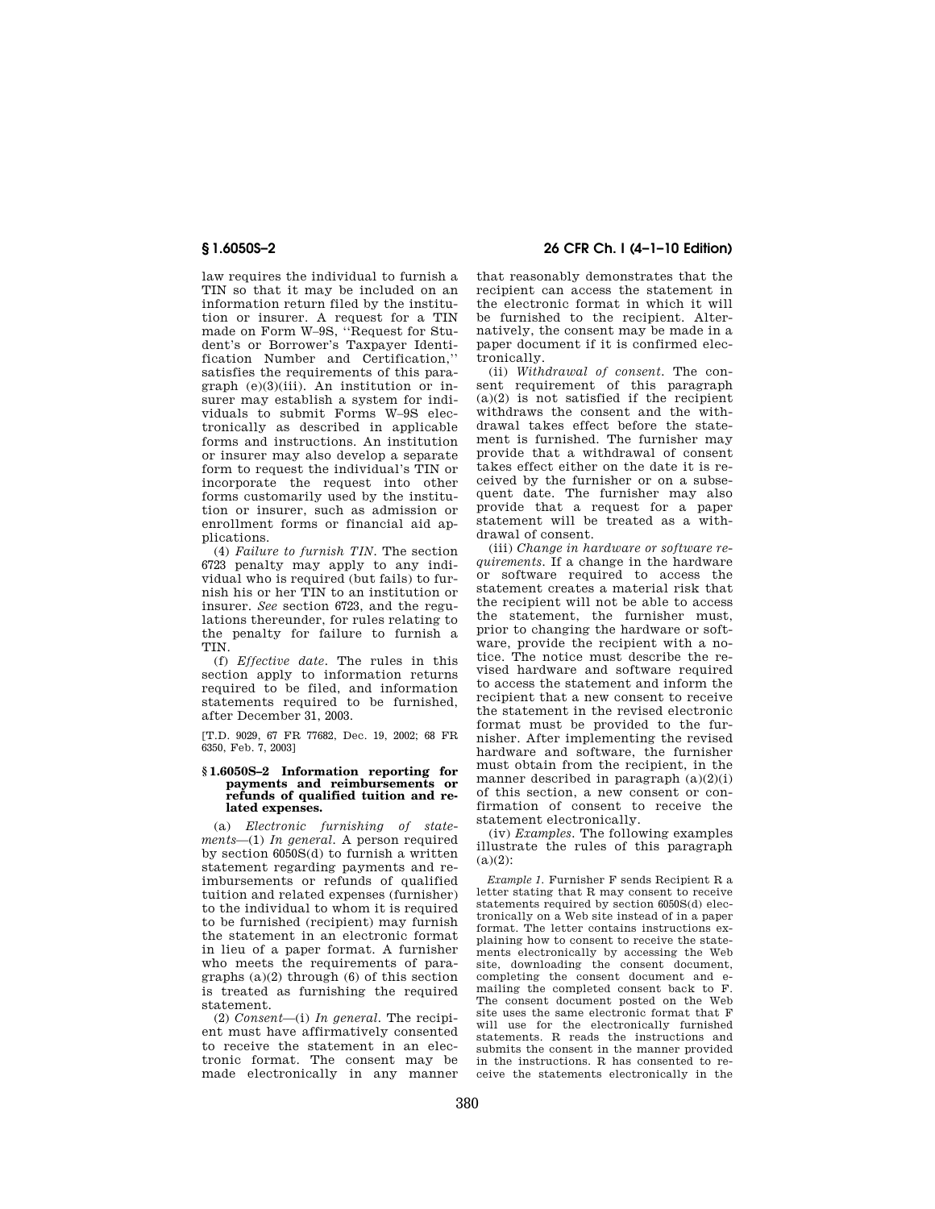law requires the individual to furnish a TIN so that it may be included on an information return filed by the institution or insurer. A request for a TIN made on Form W–9S, ''Request for Student's or Borrower's Taxpayer Identification Number and Certification,'' satisfies the requirements of this paragraph (e)(3)(iii). An institution or insurer may establish a system for individuals to submit Forms W–9S electronically as described in applicable forms and instructions. An institution or insurer may also develop a separate form to request the individual's TIN or incorporate the request into other forms customarily used by the institution or insurer, such as admission or enrollment forms or financial aid applications.

(4) *Failure to furnish TIN.* The section 6723 penalty may apply to any individual who is required (but fails) to furnish his or her TIN to an institution or insurer. *See* section 6723, and the regulations thereunder, for rules relating to the penalty for failure to furnish a TIN.

(f) *Effective date.* The rules in this section apply to information returns required to be filed, and information statements required to be furnished, after December 31, 2003.

[T.D. 9029, 67 FR 77682, Dec. 19, 2002; 68 FR 6350, Feb. 7, 2003]

### § 1.6050S–2 Information reporting for payments and reimbursements or refunds of qualified tuition and related expenses.

(a) *Electronic furnishing of statements*—(1) *In general.* A person required by section 6050S(d) to furnish a written statement regarding payments and reimbursements or refunds of qualified tuition and related expenses (furnisher) to the individual to whom it is required to be furnished (recipient) may furnish the statement in an electronic format in lieu of a paper format. A furnisher who meets the requirements of paragraphs (a)(2) through (6) of this section is treated as furnishing the required statement.

(2) *Consent*—(i) *In general.* The recipient must have affirmatively consented to receive the statement in an electronic format. The consent may be made electronically in any manner that reasonably demonstrates that the recipient can access the statement in the electronic format in which it will be furnished to the recipient. Alternatively, the consent may be made in a paper document if it is confirmed electronically.

(ii) *Withdrawal of consent.* The consent requirement of this paragraph (a)(2) is not satisfied if the recipient withdraws the consent and the withdrawal takes effect before the statement is furnished. The furnisher may provide that a withdrawal of consent takes effect either on the date it is received by the furnisher or on a subsequent date. The furnisher may also provide that a request for a paper statement will be treated as a withdrawal of consent.

(iii) *Change in hardware or software requirements.* If a change in the hardware or software required to access the statement creates a material risk that the recipient will not be able to access the statement, the furnisher must, prior to changing the hardware or software, provide the recipient with a notice. The notice must describe the revised hardware and software required to access the statement and inform the recipient that a new consent to receive the statement in the revised electronic format must be provided to the furnisher. After implementing the revised hardware and software, the furnisher must obtain from the recipient, in the manner described in paragraph (a)(2)(i) of this section, a new consent or confirmation of consent to receive the statement electronically.

(iv) *Examples.* The following examples illustrate the rules of this paragraph (a)(2):

*Example 1.* Furnisher F sends Recipient R a letter stating that R may consent to receive statements required by section 6050S(d) electronically on a Web site instead of in a paper format. The letter contains instructions explaining how to consent to receive the statements electronically by accessing the Web site, downloading the consent document, completing the consent document and e-mailing the completed consent back to F. The consent document posted on the Web site uses the same electronic format that F will use for the electronically furnished statements. R reads the instructions and submits the consent in the manner provided in the instructions. R has consented to receive the statements electronically in the